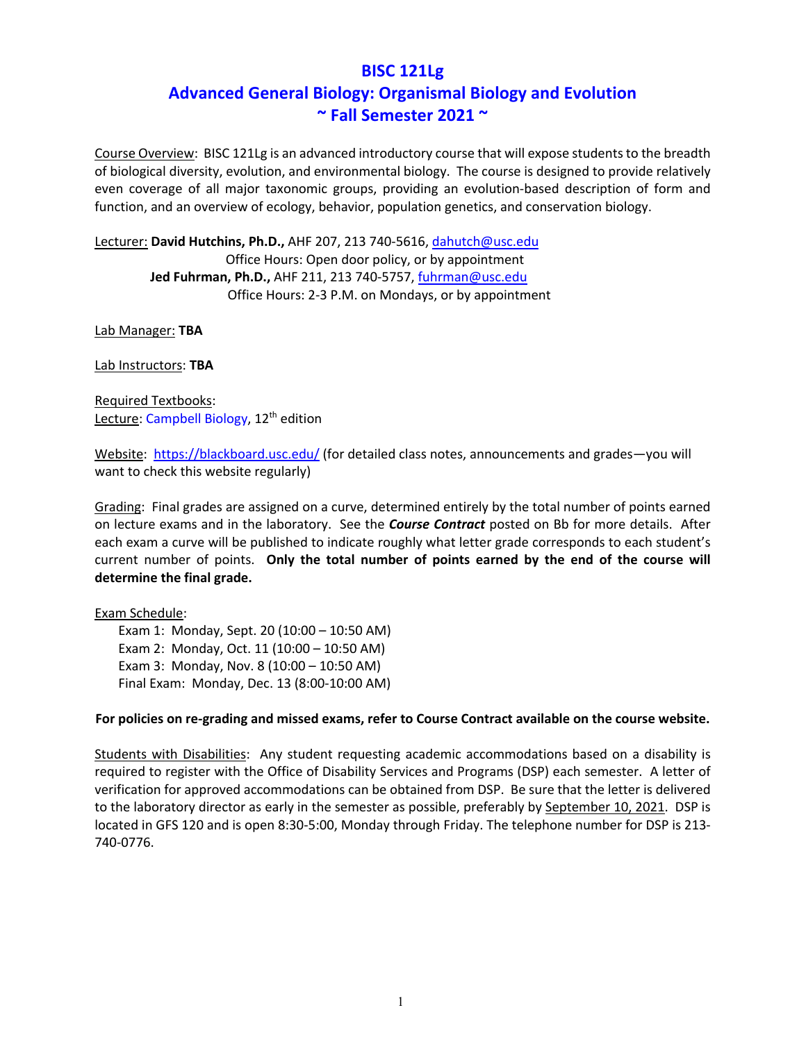# BISC 121Lg

# Advanced General Biology: Organismal Biology and Evolution

## ~ Fall Semester 2021 ~

Course Overview: BISC 121Lg is an advanced introductory course that will expose students to the breadth of biological diversity, evolution, and environmental biology. The course is designed to provide relatively even coverage of all major taxonomic groups, providing an evolution-based description of form and function, and an overview of ecology, behavior, population genetics, and conservation biology.

Lecturer: **David Hutchins, Ph.D.,** AHF 207, 213 740-5616, dahutch@usc.edu
Office Hours: Open door policy, or by appointment
**Jed Fuhrman, Ph.D.,** AHF 211, 213 740-5757, fuhrman@usc.edu
Office Hours: 2-3 P.M. on Mondays, or by appointment

Lab Manager: **TBA**

Lab Instructors: **TBA**

Required Textbooks:
Lecture: Campbell Biology, 12th edition

Website: https://blackboard.usc.edu/ (for detailed class notes, announcements and grades—you will want to check this website regularly)

Grading: Final grades are assigned on a curve, determined entirely by the total number of points earned on lecture exams and in the laboratory. See the ***Course Contract*** posted on Bb for more details. After each exam a curve will be published to indicate roughly what letter grade corresponds to each student's current number of points. **Only the total number of points earned by the end of the course will determine the final grade.**

Exam Schedule:
- Exam 1: Monday, Sept. 20 (10:00 – 10:50 AM)
- Exam 2: Monday, Oct. 11 (10:00 – 10:50 AM)
- Exam 3: Monday, Nov. 8 (10:00 – 10:50 AM)
- Final Exam: Monday, Dec. 13 (8:00-10:00 AM)

**For policies on re-grading and missed exams, refer to Course Contract available on the course website.**

Students with Disabilities: Any student requesting academic accommodations based on a disability is required to register with the Office of Disability Services and Programs (DSP) each semester. A letter of verification for approved accommodations can be obtained from DSP. Be sure that the letter is delivered to the laboratory director as early in the semester as possible, preferably by September 10, 2021. DSP is located in GFS 120 and is open 8:30-5:00, Monday through Friday. The telephone number for DSP is 213-740-0776.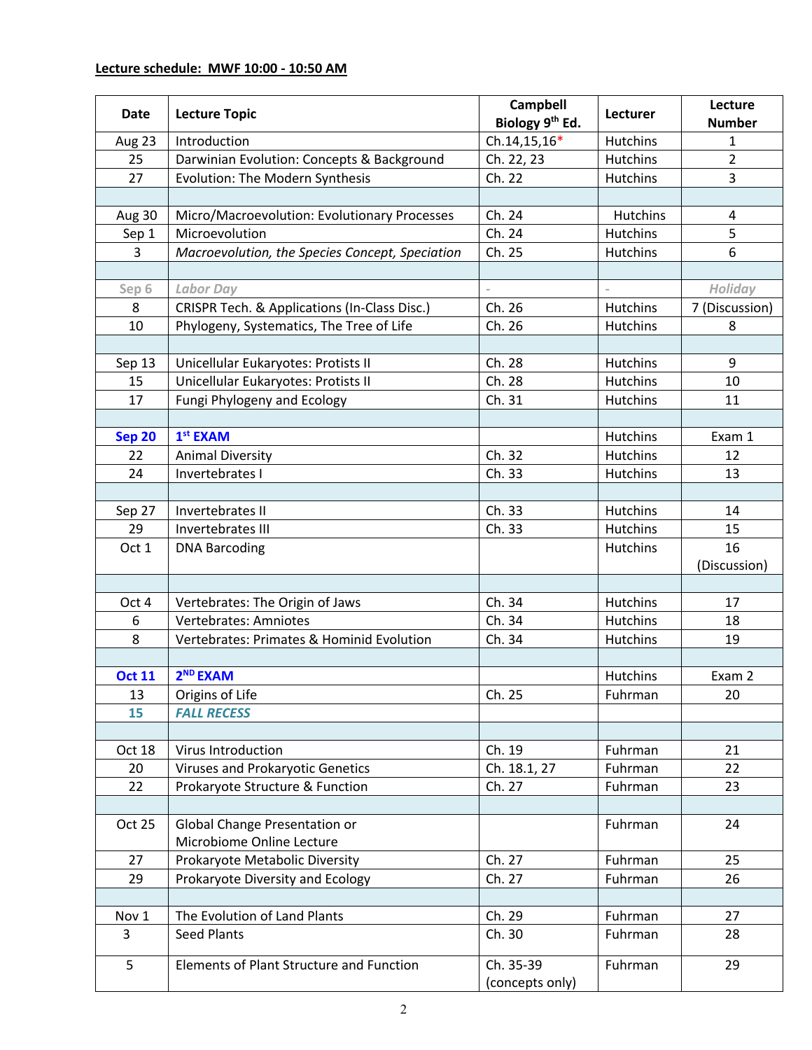**Lecture schedule: MWF 10:00 - 10:50 AM**

| Date | Lecture Topic | Campbell Biology 9th Ed. | Lecturer | Lecture Number |
|---|---|---|---|---|
| Aug 23 | Introduction | Ch.14,15,16* | Hutchins | 1 |
| 25 | Darwinian Evolution: Concepts & Background | Ch. 22, 23 | Hutchins | 2 |
| 27 | Evolution: The Modern Synthesis | Ch. 22 | Hutchins | 3 |
| | | | | |
| Aug 30 | Micro/Macroevolution: Evolutionary Processes | Ch. 24 | Hutchins | 4 |
| Sep 1 | Microevolution | Ch. 24 | Hutchins | 5 |
| 3 | *Macroevolution, the Species Concept, Speciation* | Ch. 25 | Hutchins | 6 |
| | | | | |
| Sep 6 | *Labor Day* | - | - | *Holiday* |
| 8 | CRISPR Tech. & Applications (In-Class Disc.) | Ch. 26 | Hutchins | 7 (Discussion) |
| 10 | Phylogeny, Systematics, The Tree of Life | Ch. 26 | Hutchins | 8 |
| | | | | |
| Sep 13 | Unicellular Eukaryotes: Protists II | Ch. 28 | Hutchins | 9 |
| 15 | Unicellular Eukaryotes: Protists II | Ch. 28 | Hutchins | 10 |
| 17 | Fungi Phylogeny and Ecology | Ch. 31 | Hutchins | 11 |
| | | | | |
| **Sep 20** | **1st EXAM** | | Hutchins | Exam 1 |
| 22 | Animal Diversity | Ch. 32 | Hutchins | 12 |
| 24 | Invertebrates I | Ch. 33 | Hutchins | 13 |
| | | | | |
| Sep 27 | Invertebrates II | Ch. 33 | Hutchins | 14 |
| 29 | Invertebrates III | Ch. 33 | Hutchins | 15 |
| Oct 1 | DNA Barcoding | | Hutchins | 16 (Discussion) |
| | | | | |
| Oct 4 | Vertebrates: The Origin of Jaws | Ch. 34 | Hutchins | 17 |
| 6 | Vertebrates: Amniotes | Ch. 34 | Hutchins | 18 |
| 8 | Vertebrates: Primates & Hominid Evolution | Ch. 34 | Hutchins | 19 |
| | | | | |
| **Oct 11** | **2ND EXAM** | | Hutchins | Exam 2 |
| 13 | Origins of Life | Ch. 25 | Fuhrman | 20 |
| 15 | ***FALL RECESS*** | | | |
| | | | | |
| Oct 18 | Virus Introduction | Ch. 19 | Fuhrman | 21 |
| 20 | Viruses and Prokaryotic Genetics | Ch. 18.1, 27 | Fuhrman | 22 |
| 22 | Prokaryote Structure & Function | Ch. 27 | Fuhrman | 23 |
| | | | | |
| Oct 25 | Global Change Presentation or Microbiome Online Lecture | | Fuhrman | 24 |
| 27 | Prokaryote Metabolic Diversity | Ch. 27 | Fuhrman | 25 |
| 29 | Prokaryote Diversity and Ecology | Ch. 27 | Fuhrman | 26 |
| | | | | |
| Nov 1 | The Evolution of Land Plants | Ch. 29 | Fuhrman | 27 |
| 3 | Seed Plants | Ch. 30 | Fuhrman | 28 |
| 5 | Elements of Plant Structure and Function | Ch. 35-39 (concepts only) | Fuhrman | 29 |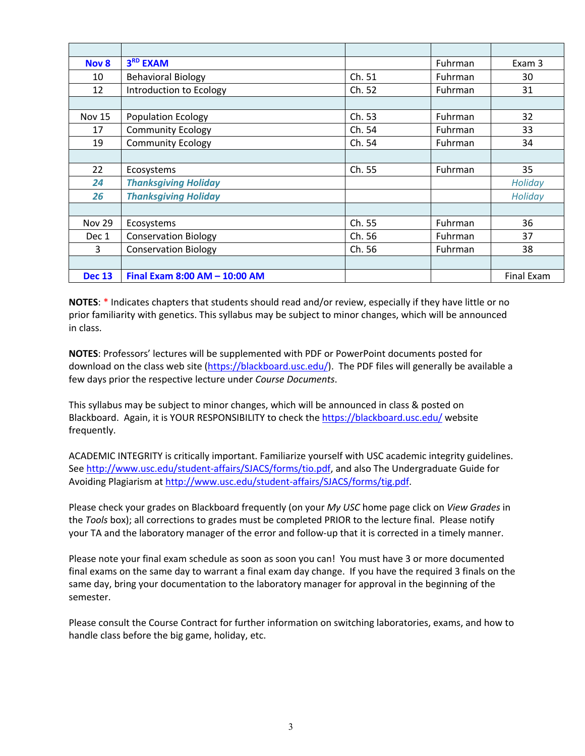| | | | | |
|---|---|---|---|---|
| **Nov 8** | **3RD EXAM** | | Fuhrman | Exam 3 |
| 10 | Behavioral Biology | Ch. 51 | Fuhrman | 30 |
| 12 | Introduction to Ecology | Ch. 52 | Fuhrman | 31 |
| | | | | |
| Nov 15 | Population Ecology | Ch. 53 | Fuhrman | 32 |
| 17 | Community Ecology | Ch. 54 | Fuhrman | 33 |
| 19 | Community Ecology | Ch. 54 | Fuhrman | 34 |
| | | | | |
| 22 | Ecosystems | Ch. 55 | Fuhrman | 35 |
| ***24*** | ***Thanksgiving Holiday*** | | | *Holiday* |
| ***26*** | ***Thanksgiving Holiday*** | | | *Holiday* |
| | | | | |
| Nov 29 | Ecosystems | Ch. 55 | Fuhrman | 36 |
| Dec 1 | Conservation Biology | Ch. 56 | Fuhrman | 37 |
| 3 | Conservation Biology | Ch. 56 | Fuhrman | 38 |
| | | | | |
| **Dec 13** | **Final Exam 8:00 AM – 10:00 AM** | | | Final Exam |

**NOTES**: * Indicates chapters that students should read and/or review, especially if they have little or no prior familiarity with genetics. This syllabus may be subject to minor changes, which will be announced in class.

**NOTES**: Professors' lectures will be supplemented with PDF or PowerPoint documents posted for download on the class web site (https://blackboard.usc.edu/). The PDF files will generally be available a few days prior the respective lecture under *Course Documents*.

This syllabus may be subject to minor changes, which will be announced in class & posted on Blackboard. Again, it is YOUR RESPONSIBILITY to check the https://blackboard.usc.edu/ website frequently.

ACADEMIC INTEGRITY is critically important. Familiarize yourself with USC academic integrity guidelines. See http://www.usc.edu/student-affairs/SJACS/forms/tio.pdf, and also The Undergraduate Guide for Avoiding Plagiarism at http://www.usc.edu/student-affairs/SJACS/forms/tig.pdf.

Please check your grades on Blackboard frequently (on your *My USC* home page click on *View Grades* in the *Tools* box); all corrections to grades must be completed PRIOR to the lecture final. Please notify your TA and the laboratory manager of the error and follow-up that it is corrected in a timely manner.

Please note your final exam schedule as soon as soon you can! You must have 3 or more documented final exams on the same day to warrant a final exam day change. If you have the required 3 finals on the same day, bring your documentation to the laboratory manager for approval in the beginning of the semester.

Please consult the Course Contract for further information on switching laboratories, exams, and how to handle class before the big game, holiday, etc.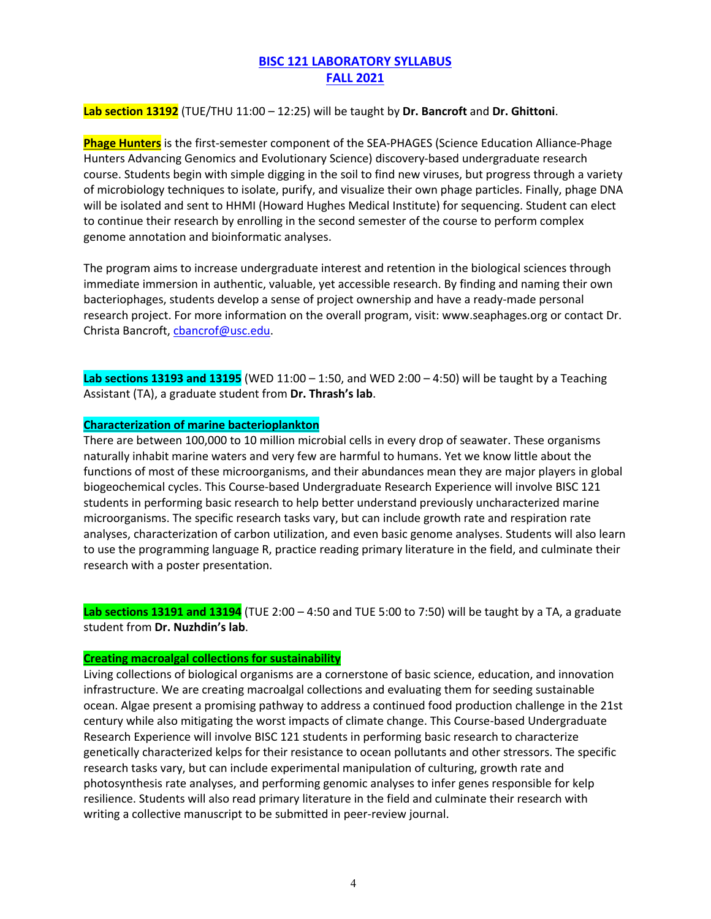# BISC 121 LABORATORY SYLLABUS
# FALL 2021

**Lab section 13192** (TUE/THU 11:00 – 12:25) will be taught by **Dr. Bancroft** and **Dr. Ghittoni**.

**Phage Hunters** is the first-semester component of the SEA-PHAGES (Science Education Alliance-Phage Hunters Advancing Genomics and Evolutionary Science) discovery-based undergraduate research course. Students begin with simple digging in the soil to find new viruses, but progress through a variety of microbiology techniques to isolate, purify, and visualize their own phage particles. Finally, phage DNA will be isolated and sent to HHMI (Howard Hughes Medical Institute) for sequencing. Student can elect to continue their research by enrolling in the second semester of the course to perform complex genome annotation and bioinformatic analyses.

The program aims to increase undergraduate interest and retention in the biological sciences through immediate immersion in authentic, valuable, yet accessible research. By finding and naming their own bacteriophages, students develop a sense of project ownership and have a ready-made personal research project. For more information on the overall program, visit: www.seaphages.org or contact Dr. Christa Bancroft, cbancrof@usc.edu.

**Lab sections 13193 and 13195** (WED 11:00 – 1:50, and WED 2:00 – 4:50) will be taught by a Teaching Assistant (TA), a graduate student from **Dr. Thrash's lab**.

**Characterization of marine bacterioplankton**

There are between 100,000 to 10 million microbial cells in every drop of seawater. These organisms naturally inhabit marine waters and very few are harmful to humans. Yet we know little about the functions of most of these microorganisms, and their abundances mean they are major players in global biogeochemical cycles. This Course-based Undergraduate Research Experience will involve BISC 121 students in performing basic research to help better understand previously uncharacterized marine microorganisms. The specific research tasks vary, but can include growth rate and respiration rate analyses, characterization of carbon utilization, and even basic genome analyses. Students will also learn to use the programming language R, practice reading primary literature in the field, and culminate their research with a poster presentation.

**Lab sections 13191 and 13194** (TUE 2:00 – 4:50 and TUE 5:00 to 7:50) will be taught by a TA, a graduate student from **Dr. Nuzhdin's lab**.

**Creating macroalgal collections for sustainability**

Living collections of biological organisms are a cornerstone of basic science, education, and innovation infrastructure. We are creating macroalgal collections and evaluating them for seeding sustainable ocean. Algae present a promising pathway to address a continued food production challenge in the 21st century while also mitigating the worst impacts of climate change. This Course-based Undergraduate Research Experience will involve BISC 121 students in performing basic research to characterize genetically characterized kelps for their resistance to ocean pollutants and other stressors. The specific research tasks vary, but can include experimental manipulation of culturing, growth rate and photosynthesis rate analyses, and performing genomic analyses to infer genes responsible for kelp resilience. Students will also read primary literature in the field and culminate their research with writing a collective manuscript to be submitted in peer-review journal.